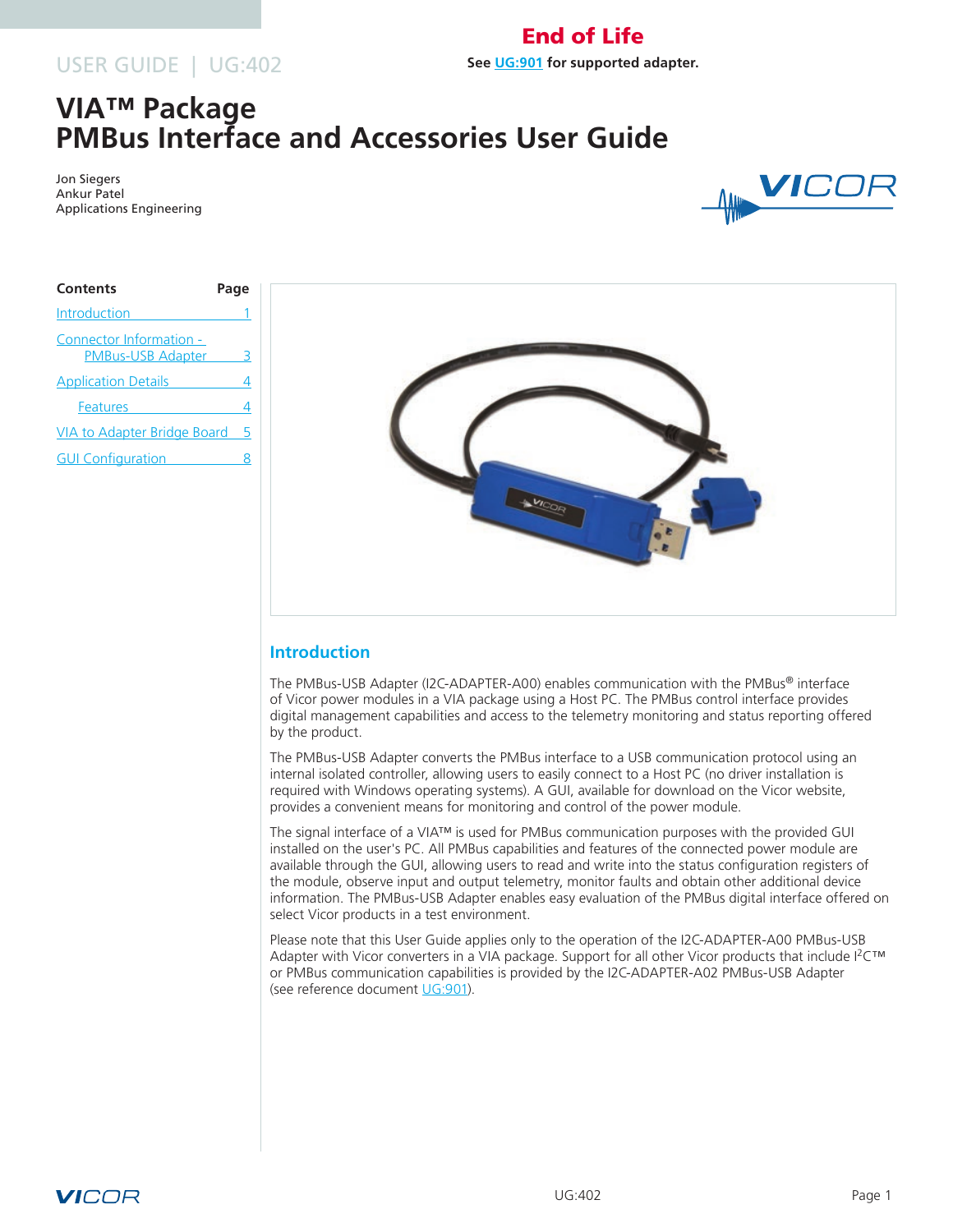**End of Life**

**See UG:901 for supported adapter.**

USER GUIDE | UG:402

# VIA™ Package PMBus Interface and Accessories User Guide

Jon Siegers
Ankur Patel
Applications Engineering

| Contents | Page |
|---|---|
| Introduction | 1 |
| Connector Information - PMBus-USB Adapter | 3 |
| Application Details | 4 |
| Features | 4 |
| VIA to Adapter Bridge Board | 5 |
| GUI Configuration | 8 |

## Introduction

The PMBus-USB Adapter (I2C-ADAPTER-A00) enables communication with the PMBus® interface of Vicor power modules in a VIA package using a Host PC. The PMBus control interface provides digital management capabilities and access to the telemetry monitoring and status reporting offered by the product.

The PMBus-USB Adapter converts the PMBus interface to a USB communication protocol using an internal isolated controller, allowing users to easily connect to a Host PC (no driver installation is required with Windows operating systems). A GUI, available for download on the Vicor website, provides a convenient means for monitoring and control of the power module.

The signal interface of a VIA™ is used for PMBus communication purposes with the provided GUI installed on the user's PC. All PMBus capabilities and features of the connected power module are available through the GUI, allowing users to read and write into the status configuration registers of the module, observe input and output telemetry, monitor faults and obtain other additional device information. The PMBus-USB Adapter enables easy evaluation of the PMBus digital interface offered on select Vicor products in a test environment.

Please note that this User Guide applies only to the operation of the I2C-ADAPTER-A00 PMBus-USB Adapter with Vicor converters in a VIA package. Support for all other Vicor products that include $I^2C$™ or PMBus communication capabilities is provided by the I2C-ADAPTER-A02 PMBus-USB Adapter (see reference document UG:901).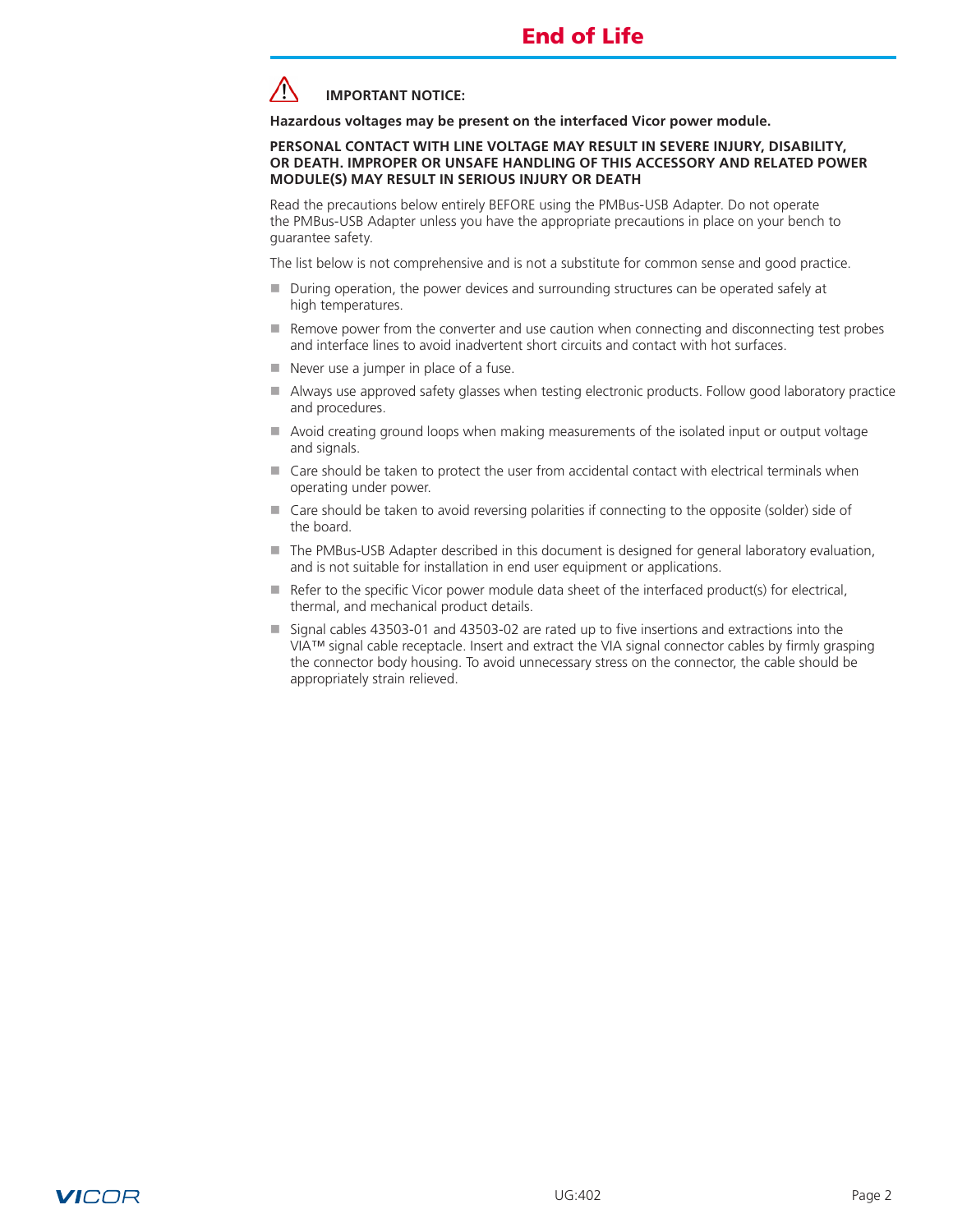**IMPORTANT NOTICE:**

**Hazardous voltages may be present on the interfaced Vicor power module.**

**PERSONAL CONTACT WITH LINE VOLTAGE MAY RESULT IN SEVERE INJURY, DISABILITY, OR DEATH. IMPROPER OR UNSAFE HANDLING OF THIS ACCESSORY AND RELATED POWER MODULE(S) MAY RESULT IN SERIOUS INJURY OR DEATH**

Read the precautions below entirely BEFORE using the PMBus-USB Adapter. Do not operate the PMBus-USB Adapter unless you have the appropriate precautions in place on your bench to guarantee safety.

The list below is not comprehensive and is not a substitute for common sense and good practice.

- During operation, the power devices and surrounding structures can be operated safely at high temperatures.
- Remove power from the converter and use caution when connecting and disconnecting test probes and interface lines to avoid inadvertent short circuits and contact with hot surfaces.
- Never use a jumper in place of a fuse.
- Always use approved safety glasses when testing electronic products. Follow good laboratory practice and procedures.
- Avoid creating ground loops when making measurements of the isolated input or output voltage and signals.
- Care should be taken to protect the user from accidental contact with electrical terminals when operating under power.
- Care should be taken to avoid reversing polarities if connecting to the opposite (solder) side of the board.
- The PMBus-USB Adapter described in this document is designed for general laboratory evaluation, and is not suitable for installation in end user equipment or applications.
- Refer to the specific Vicor power module data sheet of the interfaced product(s) for electrical, thermal, and mechanical product details.
- Signal cables 43503-01 and 43503-02 are rated up to five insertions and extractions into the VIA™ signal cable receptacle. Insert and extract the VIA signal connector cables by firmly grasping the connector body housing. To avoid unnecessary stress on the connector, the cable should be appropriately strain relieved.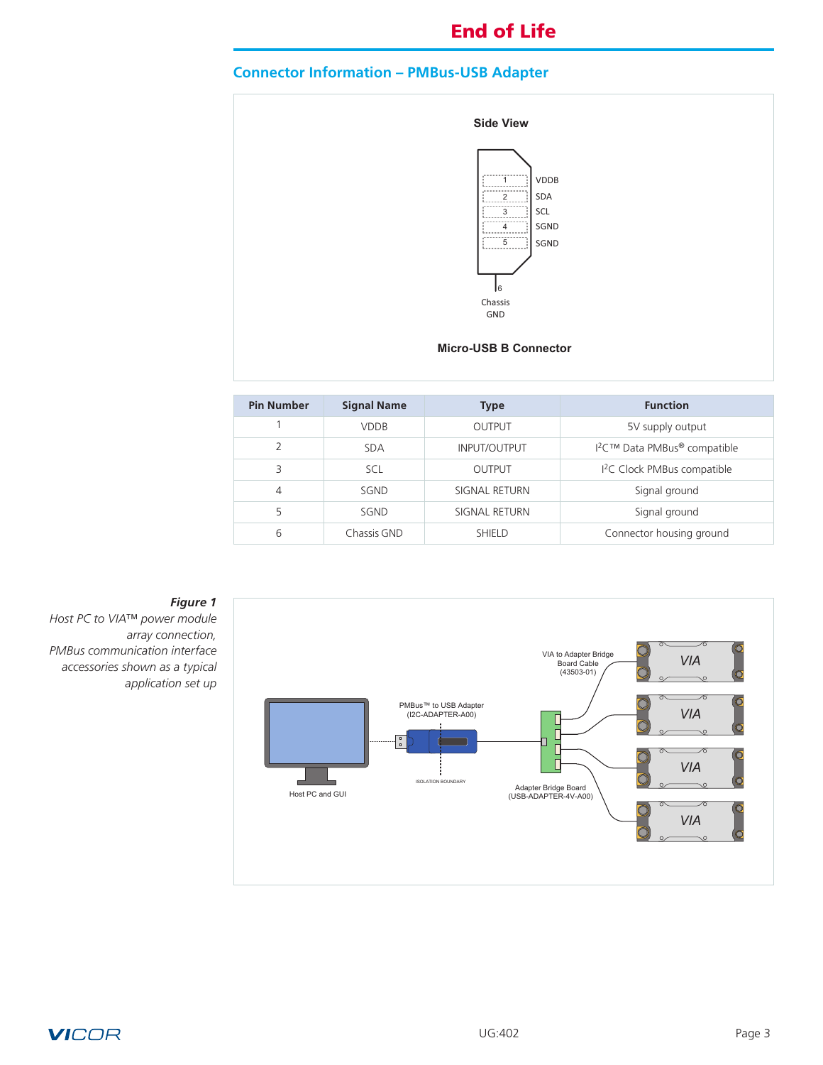End of Life

## Connector Information – PMBus-USB Adapter

Side View

| | |
|---|---|
| 1 | VDDB |
| 2 | SDA |
| 3 | SCL |
| 4 | SGND |
| 5 | SGND |
| 6 | Chassis GND |

Micro-USB B Connector

| Pin Number | Signal Name | Type | Function |
|---|---|---|---|
| 1 | VDDB | OUTPUT | 5V supply output |
| 2 | SDA | INPUT/OUTPUT | I²C™ Data PMBus® compatible |
| 3 | SCL | OUTPUT | I²C Clock PMBus compatible |
| 4 | SGND | SIGNAL RETURN | Signal ground |
| 5 | SGND | SIGNAL RETURN | Signal ground |
| 6 | Chassis GND | SHIELD | Connector housing ground |

***Figure 1***
*Host PC to VIA™ power module array connection, PMBus communication interface accessories shown as a typical application set up*

Host PC and GUI

PMBus™ to USB Adapter (I2C-ADAPTER-A00)

ISOLATION BOUNDARY

Adapter Bridge Board (USB-ADAPTER-4V-A00)

VIA to Adapter Bridge Board Cable (43503-01)

VIA

VIA

VIA

VIA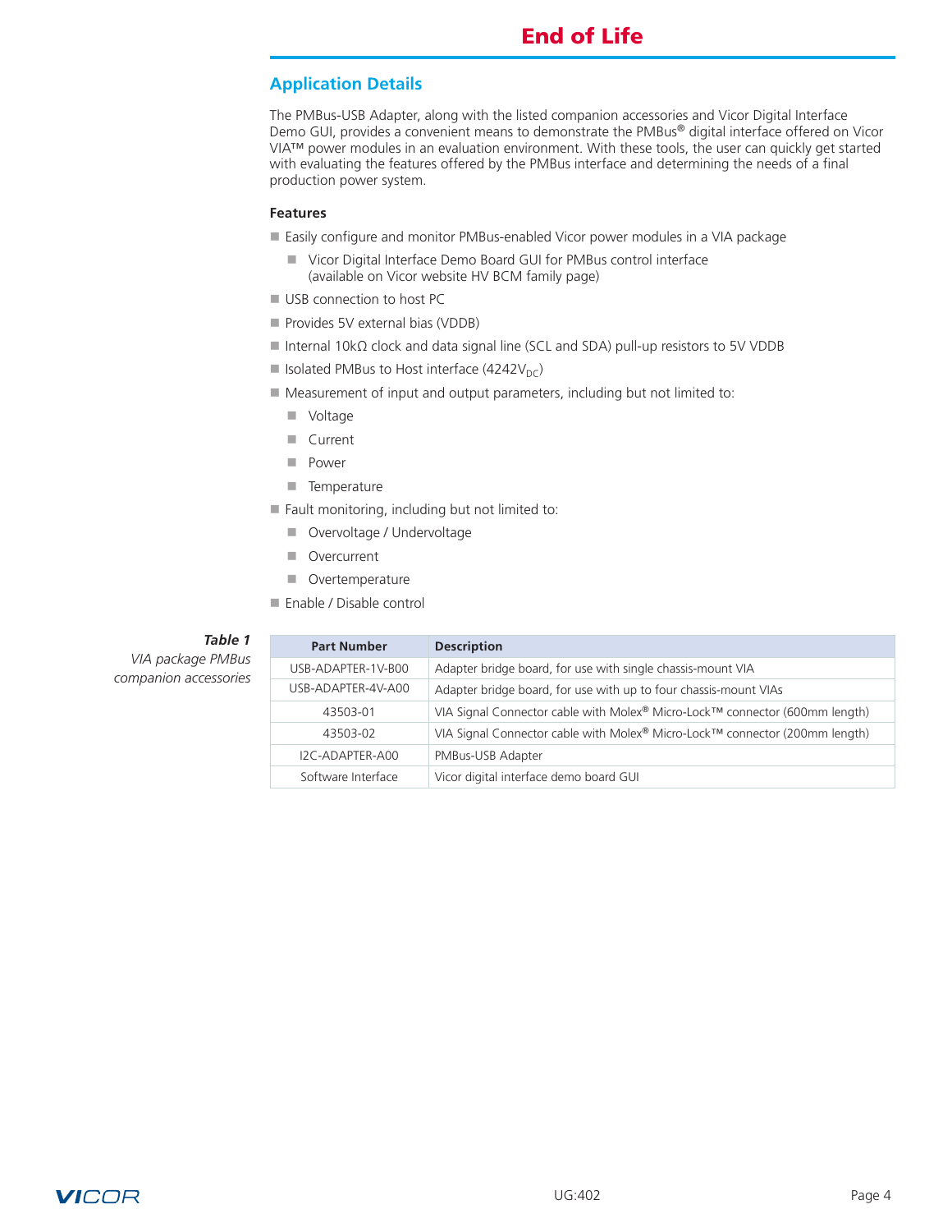## Application Details

The PMBus-USB Adapter, along with the listed companion accessories and Vicor Digital Interface Demo GUI, provides a convenient means to demonstrate the PMBus® digital interface offered on Vicor VIA™ power modules in an evaluation environment. With these tools, the user can quickly get started with evaluating the features offered by the PMBus interface and determining the needs of a final production power system.

### Features

- Easily configure and monitor PMBus-enabled Vicor power modules in a VIA package
  - Vicor Digital Interface Demo Board GUI for PMBus control interface (available on Vicor website HV BCM family page)
- USB connection to host PC
- Provides 5V external bias (VDDB)
- Internal 10kΩ clock and data signal line (SCL and SDA) pull-up resistors to 5V VDDB
- Isolated PMBus to Host interface ($4242V_{DC}$)
- Measurement of input and output parameters, including but not limited to:
  - Voltage
  - Current
  - Power
  - Temperature
- Fault monitoring, including but not limited to:
  - Overvoltage / Undervoltage
  - Overcurrent
  - Overtemperature
- Enable / Disable control

***Table 1***
*VIA package PMBus companion accessories*

| Part Number | Description |
|---|---|
| USB-ADAPTER-1V-B00 | Adapter bridge board, for use with single chassis-mount VIA |
| USB-ADAPTER-4V-A00 | Adapter bridge board, for use with up to four chassis-mount VIAs |
| 43503-01 | VIA Signal Connector cable with Molex® Micro-Lock™ connector (600mm length) |
| 43503-02 | VIA Signal Connector cable with Molex® Micro-Lock™ connector (200mm length) |
| I2C-ADAPTER-A00 | PMBus-USB Adapter |
| Software Interface | Vicor digital interface demo board GUI |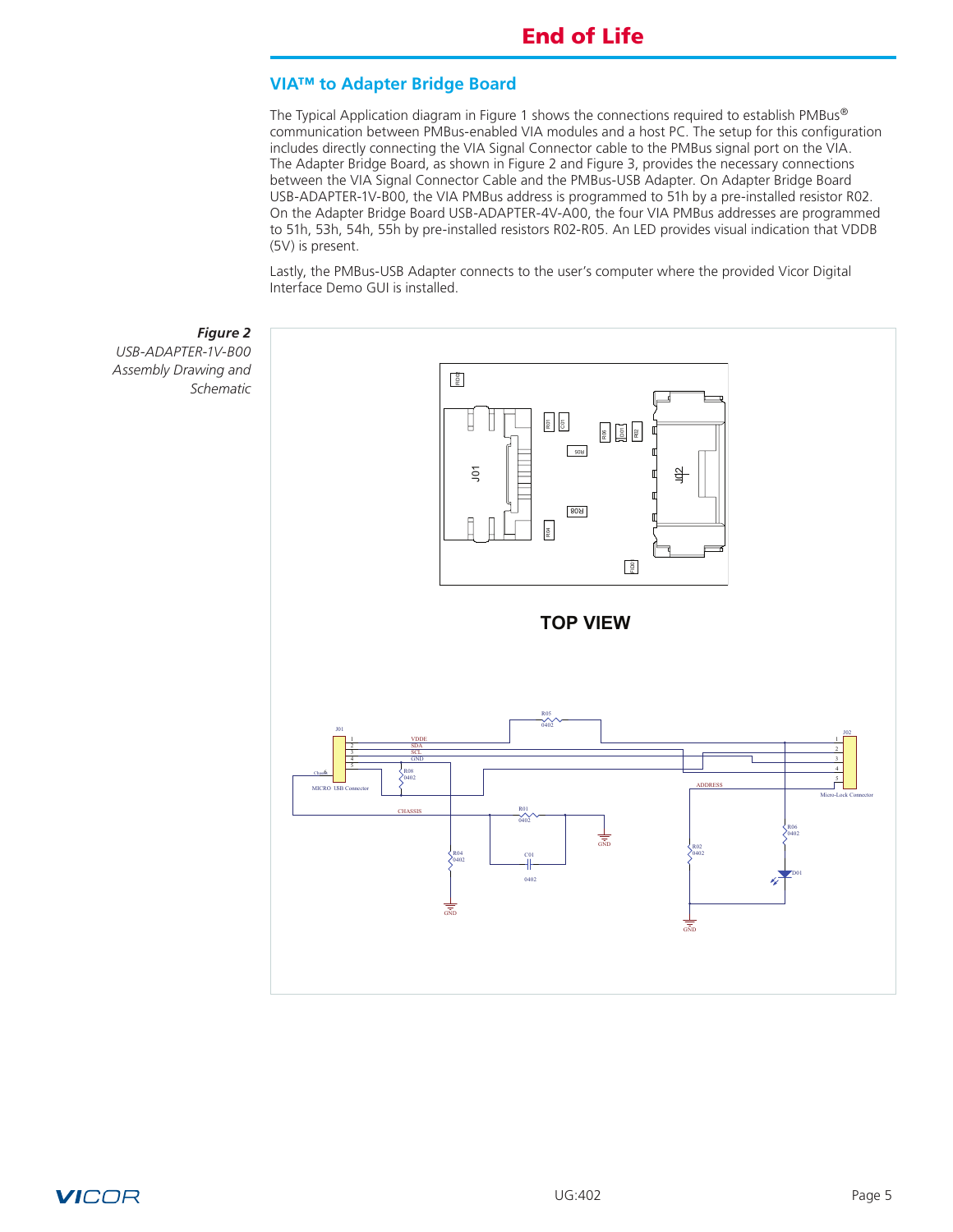**End of Life**

## VIA™ to Adapter Bridge Board

The Typical Application diagram in Figure 1 shows the connections required to establish PMBus® communication between PMBus-enabled VIA modules and a host PC. The setup for this configuration includes directly connecting the VIA Signal Connector cable to the PMBus signal port on the VIA. The Adapter Bridge Board, as shown in Figure 2 and Figure 3, provides the necessary connections between the VIA Signal Connector Cable and the PMBus-USB Adapter. On Adapter Bridge Board USB-ADAPTER-1V-B00, the VIA PMBus address is programmed to 51h by a pre-installed resistor R02. On the Adapter Bridge Board USB-ADAPTER-4V-A00, the four VIA PMBus addresses are programmed to 51h, 53h, 54h, 55h by pre-installed resistors R02-R05. An LED provides visual indication that VDDB (5V) is present.

Lastly, the PMBus-USB Adapter connects to the user's computer where the provided Vicor Digital Interface Demo GUI is installed.

***Figure 2***
*USB-ADAPTER-1V-B00 Assembly Drawing and Schematic*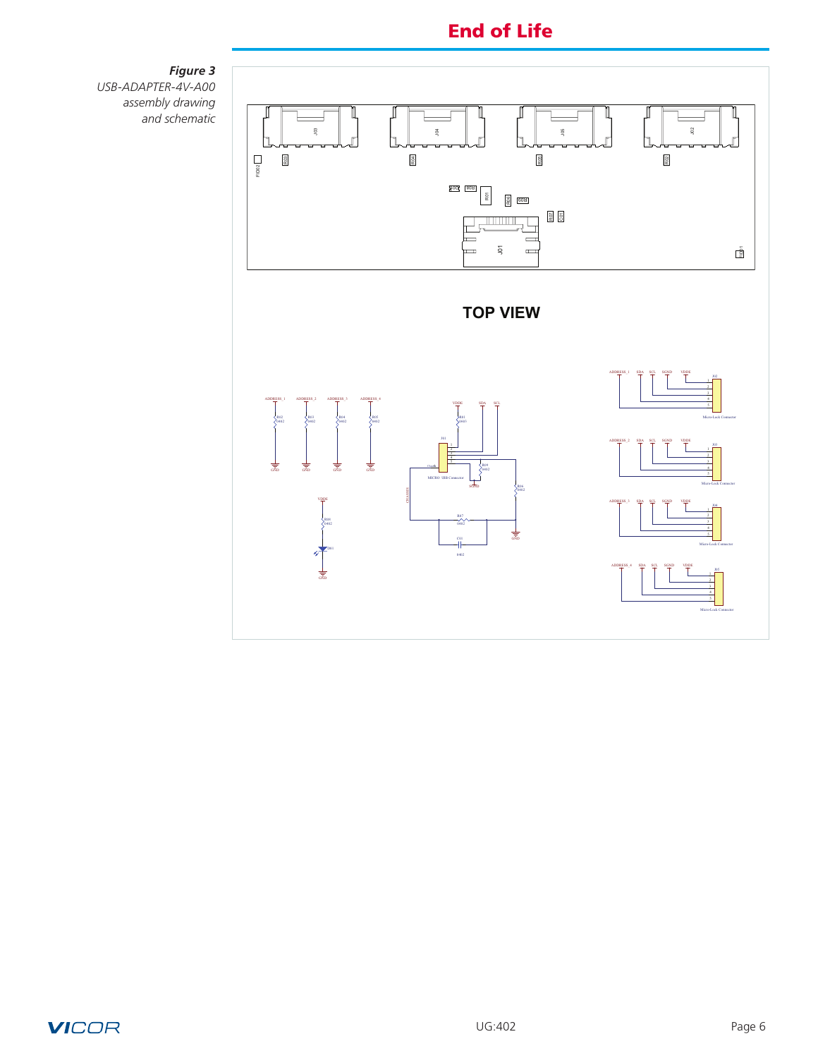**End of Life**

***Figure 3***
*USB-ADAPTER-4V-A00 assembly drawing and schematic*

**TOP VIEW**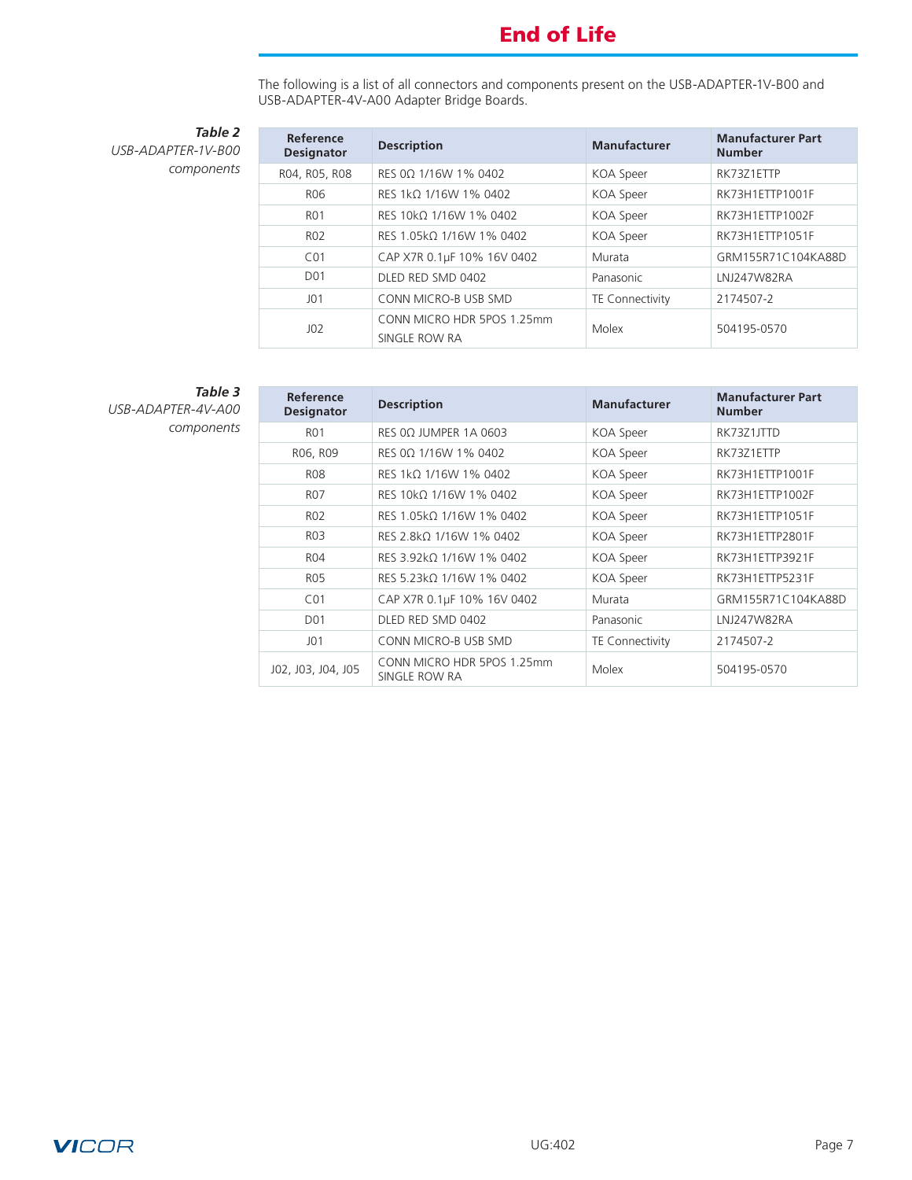The following is a list of all connectors and components present on the USB-ADAPTER-1V-B00 and USB-ADAPTER-4V-A00 Adapter Bridge Boards.

***Table 2***
*USB-ADAPTER-1V-B00 components*

| Reference Designator | Description | Manufacturer | Manufacturer Part Number |
|---|---|---|---|
| R04, R05, R08 | RES 0Ω 1/16W 1% 0402 | KOA Speer | RK73Z1ETTP |
| R06 | RES 1kΩ 1/16W 1% 0402 | KOA Speer | RK73H1ETTP1001F |
| R01 | RES 10kΩ 1/16W 1% 0402 | KOA Speer | RK73H1ETTP1002F |
| R02 | RES 1.05kΩ 1/16W 1% 0402 | KOA Speer | RK73H1ETTP1051F |
| C01 | CAP X7R 0.1µF 10% 16V 0402 | Murata | GRM155R71C104KA88D |
| D01 | DLED RED SMD 0402 | Panasonic | LNJ247W82RA |
| J01 | CONN MICRO-B USB SMD | TE Connectivity | 2174507-2 |
| J02 | CONN MICRO HDR 5POS 1.25mm SINGLE ROW RA | Molex | 504195-0570 |

***Table 3***
*USB-ADAPTER-4V-A00 components*

| Reference Designator | Description | Manufacturer | Manufacturer Part Number |
|---|---|---|---|
| R01 | RES 0Ω JUMPER 1A 0603 | KOA Speer | RK73Z1JTTD |
| R06, R09 | RES 0Ω 1/16W 1% 0402 | KOA Speer | RK73Z1ETTP |
| R08 | RES 1kΩ 1/16W 1% 0402 | KOA Speer | RK73H1ETTP1001F |
| R07 | RES 10kΩ 1/16W 1% 0402 | KOA Speer | RK73H1ETTP1002F |
| R02 | RES 1.05kΩ 1/16W 1% 0402 | KOA Speer | RK73H1ETTP1051F |
| R03 | RES 2.8kΩ 1/16W 1% 0402 | KOA Speer | RK73H1ETTP2801F |
| R04 | RES 3.92kΩ 1/16W 1% 0402 | KOA Speer | RK73H1ETTP3921F |
| R05 | RES 5.23kΩ 1/16W 1% 0402 | KOA Speer | RK73H1ETTP5231F |
| C01 | CAP X7R 0.1µF 10% 16V 0402 | Murata | GRM155R71C104KA88D |
| D01 | DLED RED SMD 0402 | Panasonic | LNJ247W82RA |
| J01 | CONN MICRO-B USB SMD | TE Connectivity | 2174507-2 |
| J02, J03, J04, J05 | CONN MICRO HDR 5POS 1.25mm SINGLE ROW RA | Molex | 504195-0570 |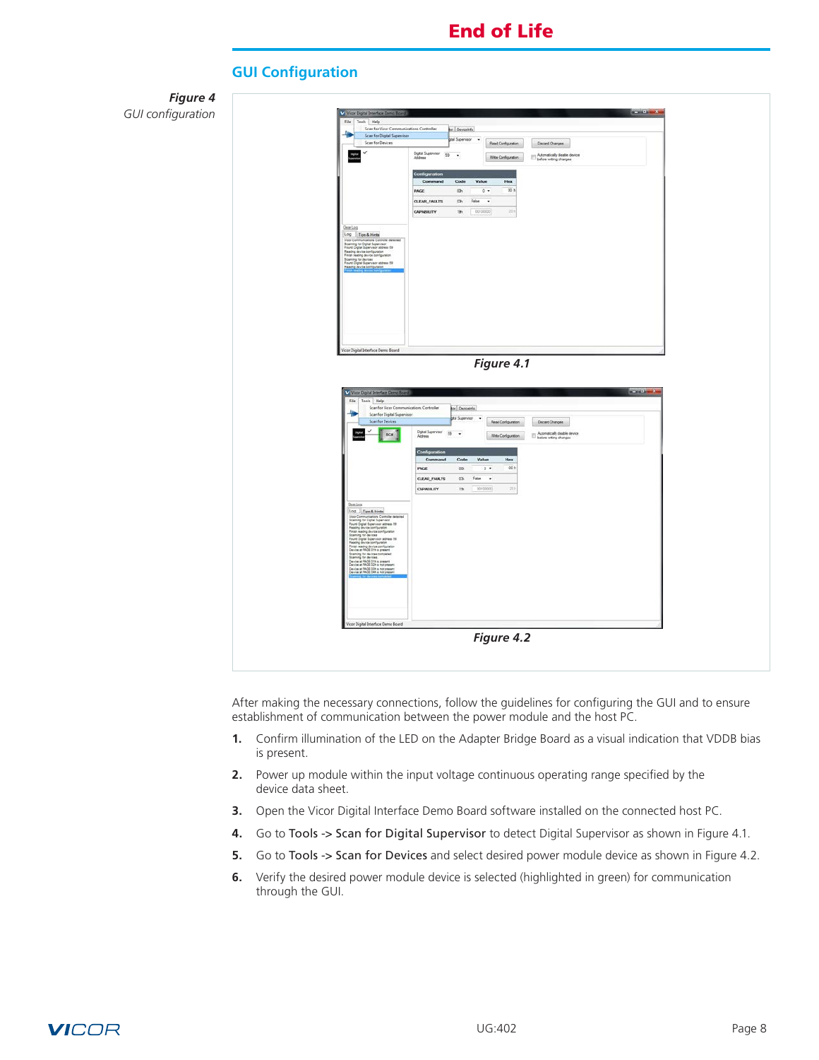# End of Life

## GUI Configuration

*Figure 4*
*GUI configuration*

*Figure 4.1*

*Figure 4.2*

After making the necessary connections, follow the guidelines for configuring the GUI and to ensure establishment of communication between the power module and the host PC.

1. Confirm illumination of the LED on the Adapter Bridge Board as a visual indication that VDDB bias is present.
2. Power up module within the input voltage continuous operating range specified by the device data sheet.
3. Open the Vicor Digital Interface Demo Board software installed on the connected host PC.
4. Go to Tools -> Scan for Digital Supervisor to detect Digital Supervisor as shown in Figure 4.1.
5. Go to Tools -> Scan for Devices and select desired power module device as shown in Figure 4.2.
6. Verify the desired power module device is selected (highlighted in green) for communication through the GUI.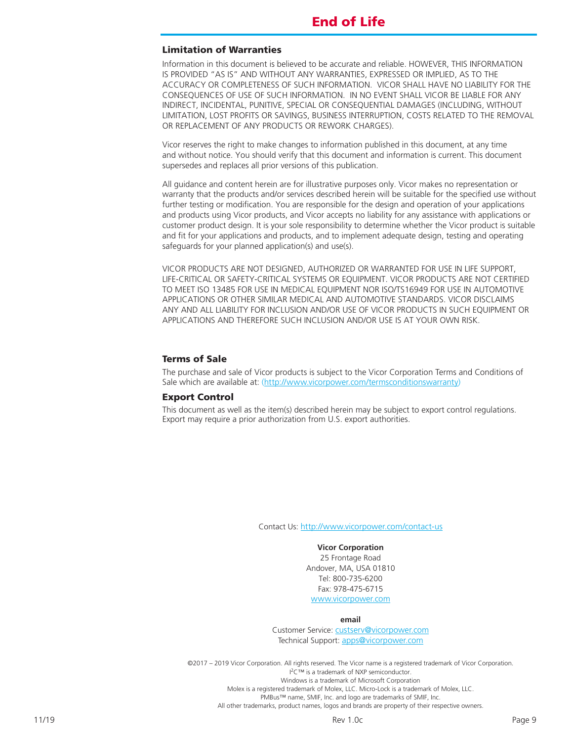## Limitation of Warranties

Information in this document is believed to be accurate and reliable. HOWEVER, THIS INFORMATION IS PROVIDED "AS IS" AND WITHOUT ANY WARRANTIES, EXPRESSED OR IMPLIED, AS TO THE ACCURACY OR COMPLETENESS OF SUCH INFORMATION. VICOR SHALL HAVE NO LIABILITY FOR THE CONSEQUENCES OF USE OF SUCH INFORMATION. IN NO EVENT SHALL VICOR BE LIABLE FOR ANY INDIRECT, INCIDENTAL, PUNITIVE, SPECIAL OR CONSEQUENTIAL DAMAGES (INCLUDING, WITHOUT LIMITATION, LOST PROFITS OR SAVINGS, BUSINESS INTERRUPTION, COSTS RELATED TO THE REMOVAL OR REPLACEMENT OF ANY PRODUCTS OR REWORK CHARGES).

Vicor reserves the right to make changes to information published in this document, at any time and without notice. You should verify that this document and information is current. This document supersedes and replaces all prior versions of this publication.

All guidance and content herein are for illustrative purposes only. Vicor makes no representation or warranty that the products and/or services described herein will be suitable for the specified use without further testing or modification. You are responsible for the design and operation of your applications and products using Vicor products, and Vicor accepts no liability for any assistance with applications or customer product design. It is your sole responsibility to determine whether the Vicor product is suitable and fit for your applications and products, and to implement adequate design, testing and operating safeguards for your planned application(s) and use(s).

VICOR PRODUCTS ARE NOT DESIGNED, AUTHORIZED OR WARRANTED FOR USE IN LIFE SUPPORT, LIFE-CRITICAL OR SAFETY-CRITICAL SYSTEMS OR EQUIPMENT. VICOR PRODUCTS ARE NOT CERTIFIED TO MEET ISO 13485 FOR USE IN MEDICAL EQUIPMENT NOR ISO/TS16949 FOR USE IN AUTOMOTIVE APPLICATIONS OR OTHER SIMILAR MEDICAL AND AUTOMOTIVE STANDARDS. VICOR DISCLAIMS ANY AND ALL LIABILITY FOR INCLUSION AND/OR USE OF VICOR PRODUCTS IN SUCH EQUIPMENT OR APPLICATIONS AND THEREFORE SUCH INCLUSION AND/OR USE IS AT YOUR OWN RISK.

## Terms of Sale

The purchase and sale of Vicor products is subject to the Vicor Corporation Terms and Conditions of Sale which are available at: (http://www.vicorpower.com/termsconditionswarranty)

## Export Control

This document as well as the item(s) described herein may be subject to export control regulations. Export may require a prior authorization from U.S. export authorities.

Contact Us: http://www.vicorpower.com/contact-us

**Vicor Corporation**
25 Frontage Road
Andover, MA, USA 01810
Tel: 800-735-6200
Fax: 978-475-6715
www.vicorpower.com

**email**
Customer Service: custserv@vicorpower.com
Technical Support: apps@vicorpower.com

©2017 – 2019 Vicor Corporation. All rights reserved. The Vicor name is a registered trademark of Vicor Corporation.
$I^2C$™ is a trademark of NXP semiconductor.
Windows is a trademark of Microsoft Corporation
Molex is a registered trademark of Molex, LLC. Micro-Lock is a trademark of Molex, LLC.
PMBus™ name, SMIF, Inc. and logo are trademarks of SMIF, Inc.
All other trademarks, product names, logos and brands are property of their respective owners.